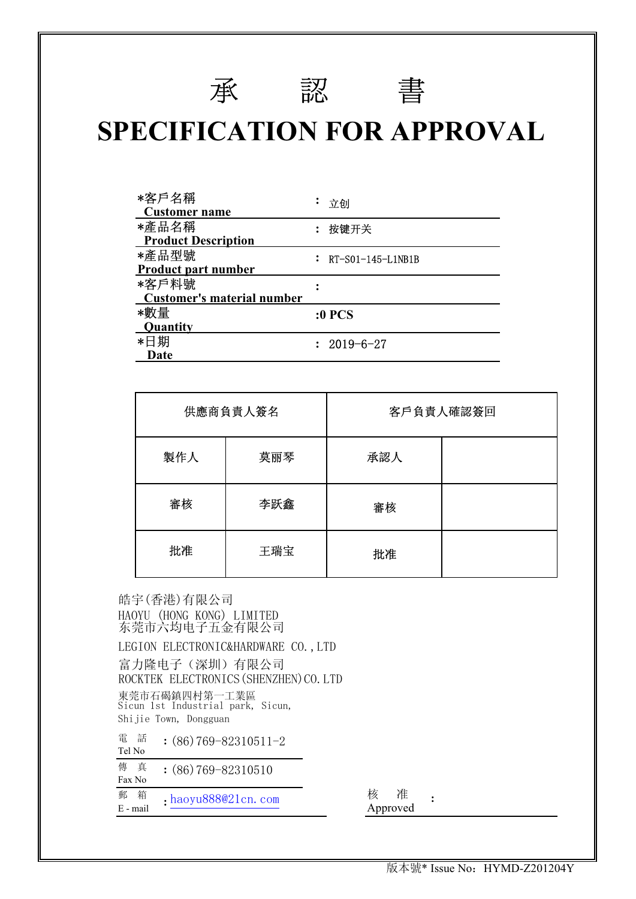# 承　　認　　書

# SPECIFICATION FOR APPROVAL

| | |
|---|---|
| *客戶名稱<br>Customer name | : 立创 |
| *產品名稱<br>Product Description | : 按键开关 |
| *產品型號<br>Product part number | : RT-S01-145-L1NB1B |
| *客戶料號<br>Customer's material number | : |
| *數量<br>Quantity | :0 PCS |
| *日期<br>Date | : 2019-6-27 |

| 供應商負責人簽名 | | 客戶負責人確認簽回 | |
|---|---|---|---|
| 製作人 | 莫丽琴 | 承認人 | |
| 審核 | 李跃鑫 | 審核 | |
| 批准 | 王瑞宝 | 批准 | |

皓宇(香港)有限公司
HAOYU (HONG KONG) LIMITED
东莞市六均电子五金有限公司

LEGION ELECTRONIC&HARDWARE CO.,LTD

富力隆电子（深圳）有限公司
ROCKTEK ELECTRONICS(SHENZHEN)CO.LTD

東莞市石碣鎮四村第一工業區
Sicun 1st Industrial park, Sicun,
Shijie Town, Dongguan

| | |
|---|---|
| 電　話<br>Tel No | : (86)769-82310511-2 |
| 傳　真<br>Fax No | : (86)769-82310510 |
| 郵　箱<br>E - mail | : haoyu888@21cn.com |

核　准
Approved　:

版本號* Issue No：HYMD-Z201204Y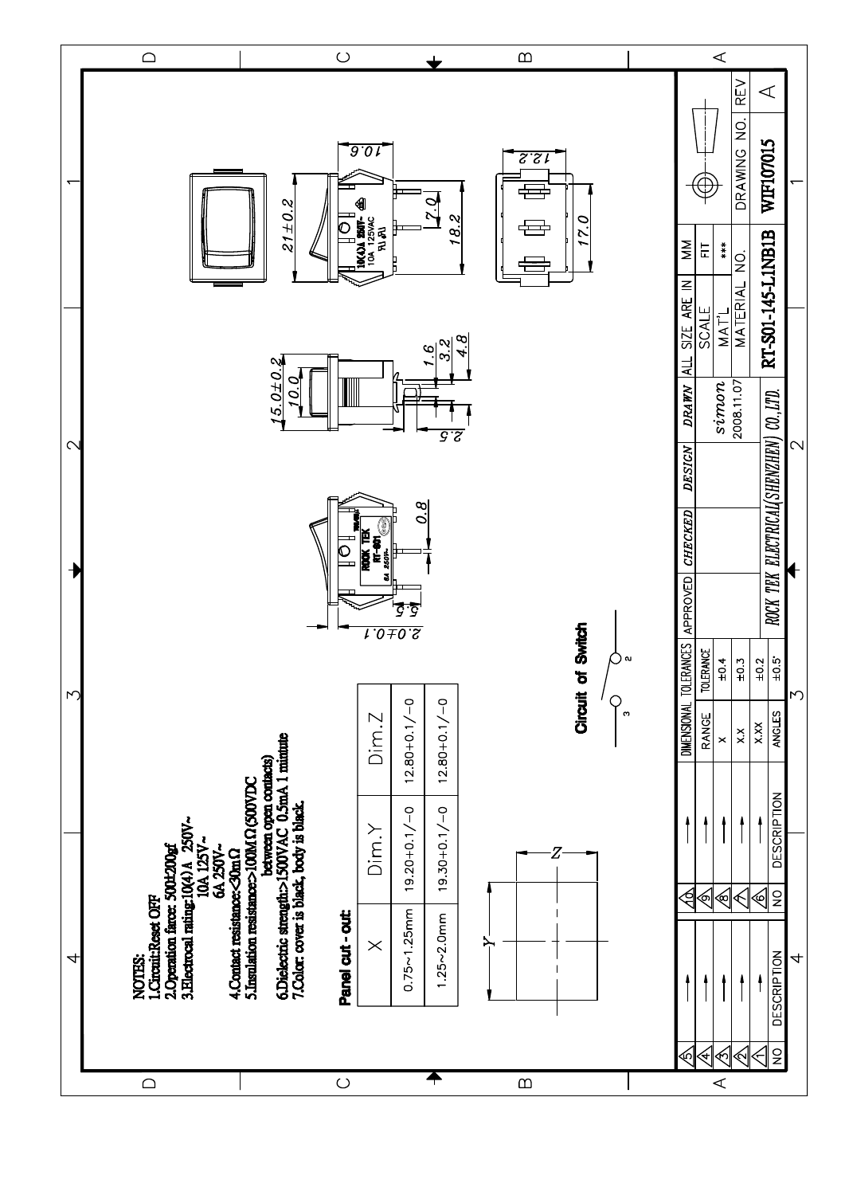NOTES:
1.Circuit:Reset OFF
2.Operation force: 500±200gf
3.Electrocal rating:10(4) A 250V~
10A 125V~
6A 250V~
4.Contact resistance:<30mΩ
5.Insulation resistance:>100MΩ(500VDC between open contacts)
6.Dielectric strength:>1500VAC 0.5mA 1 minute
7.Color: cover is black, body is black.

**Panel cut - out:**

| X | Dim.Y | Dim.Z |
|---|---|---|
| 0.75~1.25mm | 19.20+0.1/−0 | 12.80+0.1/−0 |
| 1.25~2.0mm | 19.30+0.1/−0 | 12.80+0.1/−0 |

**Circuit of Switch**

3 2

21±0.2
10.6
7.0
18.2
12.2
17.0
15.0±0.2
10.0
1.6
3.2
4.8
2.5
0.8
2.0±0.1
5.5

10(4)A 250V~
10A 125VAC

ROCK TEK
RT-S01
6A 250V~

| DIMENSIONAL TOLERANCES | |
|---|---|
| RANGE | TOLERANCE |
| X | ±0.4 |
| X.X | ±0.3 |
| X.XX | ±0.2 |
| ANGLES | ±0.5° |

| APPROVED | CHECKED | DESIGN | DRAWN | ALL SIZE ARE IN | MM |
|---|---|---|---|---|---|
| | | | simon | SCALE | FIT |
| | | | 2008.11.07 | MAT'L | *** |
| | | | | MATERIAL NO. | DRAWING NO. | REV |
| ROCK TEK ELECTRICAL(SHENZHEN) CO.,LTD. | | | | RT-S01-145-L1NB1B | WIF107015 | A |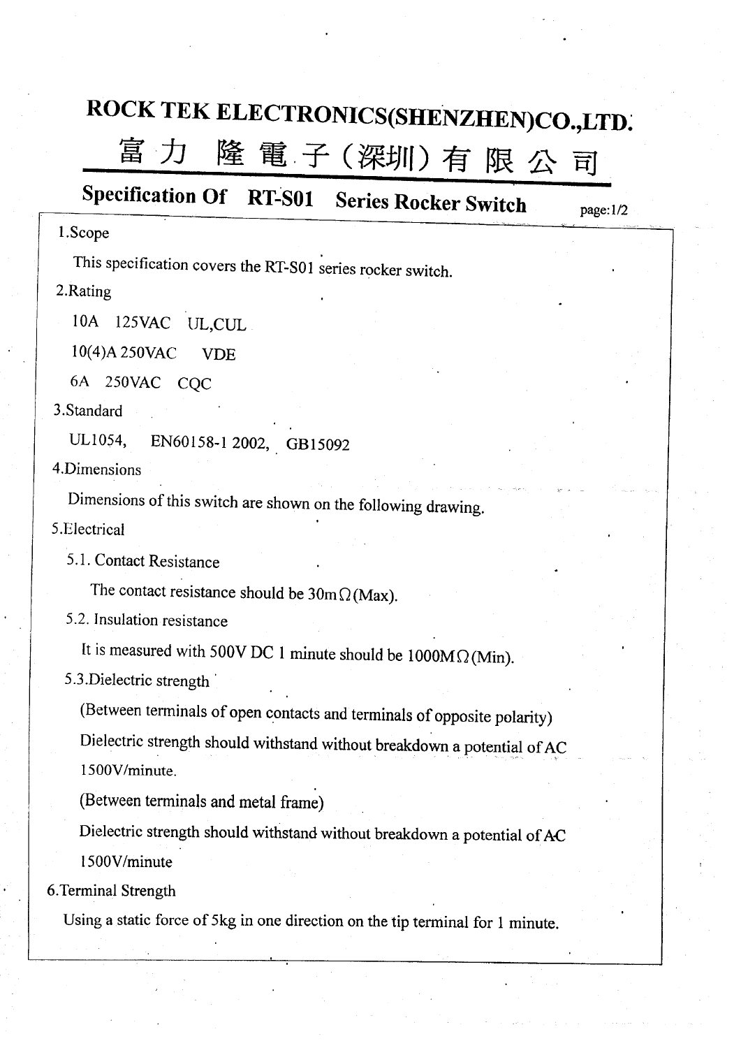# ROCK TEK ELECTRONICS(SHENZHEN)CO.,LTD.

# 富力 隆電子(深圳)有限公司

## Specification Of RT-S01 Series Rocker Switch

1.Scope

This specification covers the RT-S01 series rocker switch.

2.Rating

10A 125VAC UL,CUL

10(4)A 250VAC VDE

6A 250VAC CQC

3.Standard

UL1054, EN60158-1 2002, GB15092

4.Dimensions

Dimensions of this switch are shown on the following drawing.

5.Electrical

5.1. Contact Resistance

The contact resistance should be 30mΩ(Max).

5.2. Insulation resistance

It is measured with 500V DC 1 minute should be 1000MΩ(Min).

5.3.Dielectric strength

(Between terminals of open contacts and terminals of opposite polarity)

Dielectric strength should withstand without breakdown a potential of AC 1500V/minute.

(Between terminals and metal frame)

Dielectric strength should withstand without breakdown a potential of AC 1500V/minute

6.Terminal Strength

Using a static force of 5kg in one direction on the tip terminal for 1 minute.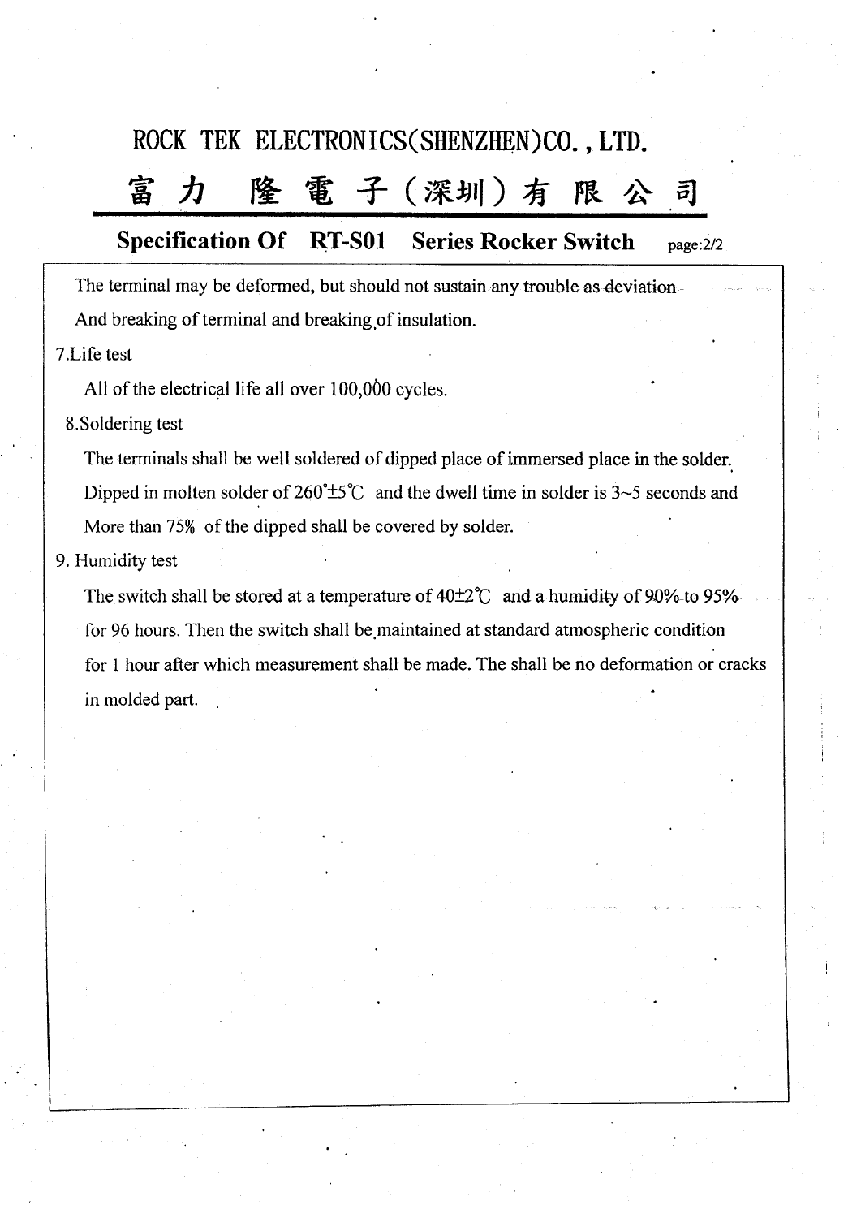# ROCK TEK ELECTRONICS(SHENZHEN)CO., LTD.

# 富力 隆電子(深圳)有限公司

## Specification Of RT-S01 Series Rocker Switch

page:2/2

The terminal may be deformed, but should not sustain any trouble as deviation And breaking of terminal and breaking of insulation.

7.Life test

All of the electrical life all over 100,000 cycles.

8.Soldering test

The terminals shall be well soldered of dipped place of immersed place in the solder. Dipped in molten solder of 260°±5℃ and the dwell time in solder is 3~5 seconds and More than 75% of the dipped shall be covered by solder.

9. Humidity test

The switch shall be stored at a temperature of 40±2℃ and a humidity of 90% to 95% for 96 hours. Then the switch shall be maintained at standard atmospheric condition for 1 hour after which measurement shall be made. The shall be no deformation or cracks in molded part.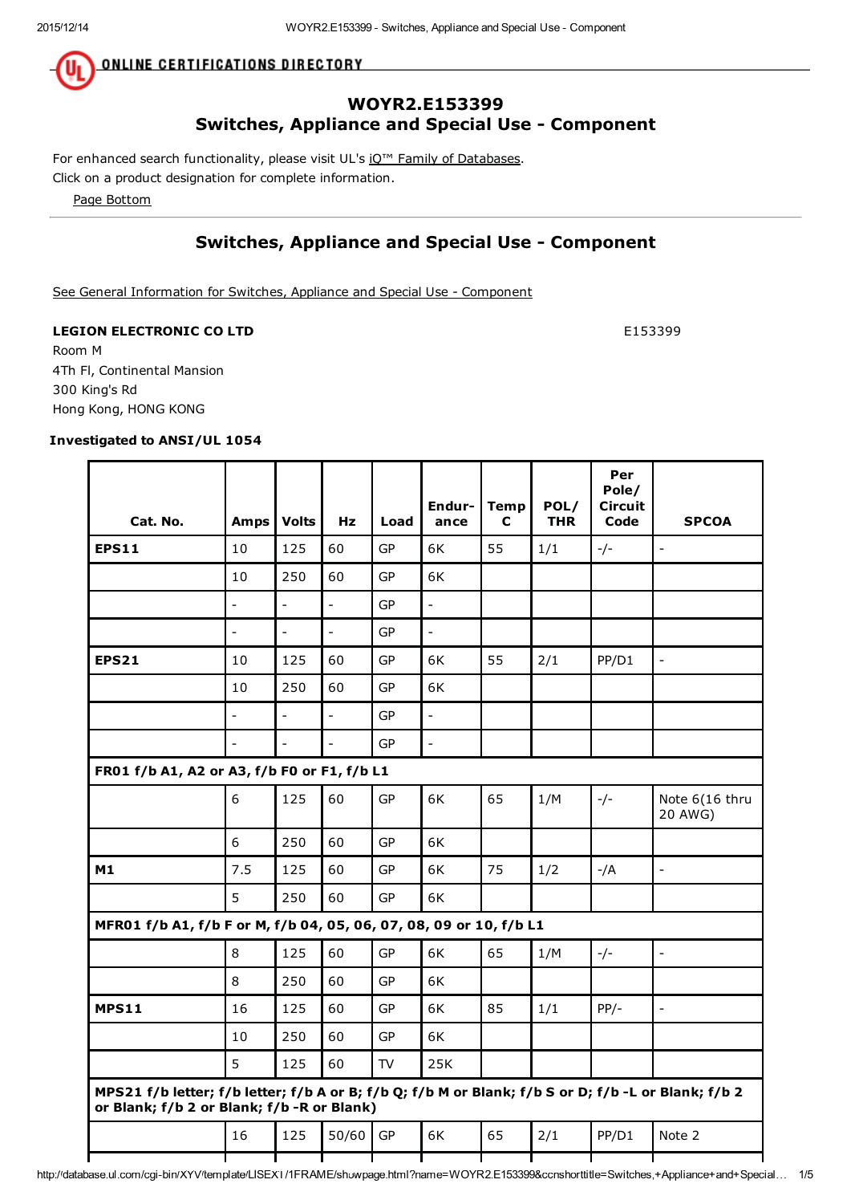# WOYR2.E153399
# Switches, Appliance and Special Use - Component

For enhanced search functionality, please visit UL's iQ™ Family of Databases.
Click on a product designation for complete information.

Page Bottom

## Switches, Appliance and Special Use - Component

See General Information for Switches, Appliance and Special Use - Component

**LEGION ELECTRONIC CO LTD** E153399

Room M
4Th Fl, Continental Mansion
300 King's Rd
Hong Kong, HONG KONG

**Investigated to ANSI/UL 1054**

| Cat. No. | Amps | Volts | Hz | Load | Endur-ance | Temp C | POL/THR | Per Pole/Circuit Code | SPCOA |
|---|---|---|---|---|---|---|---|---|---|
| **EPS11** | 10 | 125 | 60 | GP | 6K | 55 | 1/1 | -/- | - |
| | 10 | 250 | 60 | GP | 6K | | | | |
| | - | - | - | GP | - | | | | |
| | - | - | - | GP | - | | | | |
| **EPS21** | 10 | 125 | 60 | GP | 6K | 55 | 2/1 | PP/D1 | - |
| | 10 | 250 | 60 | GP | 6K | | | | |
| | - | - | - | GP | - | | | | |
| | - | - | - | GP | - | | | | |
| **FR01 f/b A1, A2 or A3, f/b F0 or F1, f/b L1** | | | | | | | | | |
| | 6 | 125 | 60 | GP | 6K | 65 | 1/M | -/- | Note 6(16 thru 20 AWG) |
| | 6 | 250 | 60 | GP | 6K | | | | |
| **M1** | 7.5 | 125 | 60 | GP | 6K | 75 | 1/2 | -/A | - |
| | 5 | 250 | 60 | GP | 6K | | | | |
| **MFR01 f/b A1, f/b F or M, f/b 04, 05, 06, 07, 08, 09 or 10, f/b L1** | | | | | | | | | |
| | 8 | 125 | 60 | GP | 6K | 65 | 1/M | -/- | - |
| | 8 | 250 | 60 | GP | 6K | | | | |
| **MPS11** | 16 | 125 | 60 | GP | 6K | 85 | 1/1 | PP/- | - |
| | 10 | 250 | 60 | GP | 6K | | | | |
| | 5 | 125 | 60 | TV | 25K | | | | |
| **MPS21 f/b letter; f/b letter; f/b A or B; f/b Q; f/b M or Blank; f/b S or D; f/b -L or Blank; f/b 2 or Blank; f/b 2 or Blank; f/b -R or Blank)** | | | | | | | | | |
| | 16 | 125 | 50/60 | GP | 6K | 65 | 2/1 | PP/D1 | Note 2 |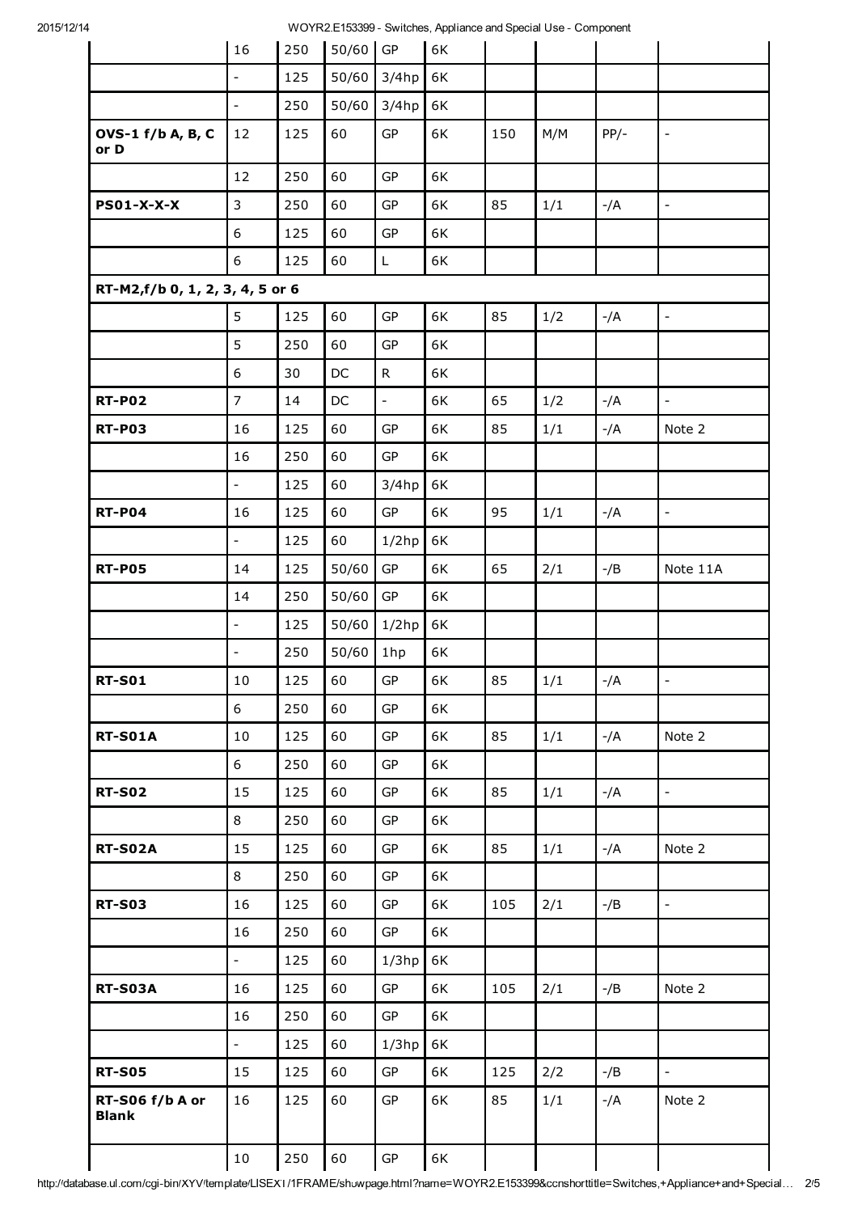| | | | | | | | | |
|---|---|---|---|---|---|---|---|---|
| | 16 | 250 | 50/60 | GP | 6K | | | | |
| | - | 125 | 50/60 | 3/4hp | 6K | | | | |
| | - | 250 | 50/60 | 3/4hp | 6K | | | | |
| **OVS-1 f/b A, B, C or D** | 12 | 125 | 60 | GP | 6K | 150 | M/M | PP/- | - |
| | 12 | 250 | 60 | GP | 6K | | | | |
| **PS01-X-X-X** | 3 | 250 | 60 | GP | 6K | 85 | 1/1 | -/A | - |
| | 6 | 125 | 60 | GP | 6K | | | | |
| | 6 | 125 | 60 | L | 6K | | | | |
| **RT-M2,f/b 0, 1, 2, 3, 4, 5 or 6** | | | | | | | | | |
| | 5 | 125 | 60 | GP | 6K | 85 | 1/2 | -/A | - |
| | 5 | 250 | 60 | GP | 6K | | | | |
| | 6 | 30 | DC | R | 6K | | | | |
| **RT-P02** | 7 | 14 | DC | - | 6K | 65 | 1/2 | -/A | - |
| **RT-P03** | 16 | 125 | 60 | GP | 6K | 85 | 1/1 | -/A | Note 2 |
| | 16 | 250 | 60 | GP | 6K | | | | |
| | - | 125 | 60 | 3/4hp | 6K | | | | |
| **RT-P04** | 16 | 125 | 60 | GP | 6K | 95 | 1/1 | -/A | - |
| | - | 125 | 60 | 1/2hp | 6K | | | | |
| **RT-P05** | 14 | 125 | 50/60 | GP | 6K | 65 | 2/1 | -/B | Note 11A |
| | 14 | 250 | 50/60 | GP | 6K | | | | |
| | - | 125 | 50/60 | 1/2hp | 6K | | | | |
| | - | 250 | 50/60 | 1hp | 6K | | | | |
| **RT-S01** | 10 | 125 | 60 | GP | 6K | 85 | 1/1 | -/A | - |
| | 6 | 250 | 60 | GP | 6K | | | | |
| **RT-S01A** | 10 | 125 | 60 | GP | 6K | 85 | 1/1 | -/A | Note 2 |
| | 6 | 250 | 60 | GP | 6K | | | | |
| **RT-S02** | 15 | 125 | 60 | GP | 6K | 85 | 1/1 | -/A | - |
| | 8 | 250 | 60 | GP | 6K | | | | |
| **RT-S02A** | 15 | 125 | 60 | GP | 6K | 85 | 1/1 | -/A | Note 2 |
| | 8 | 250 | 60 | GP | 6K | | | | |
| **RT-S03** | 16 | 125 | 60 | GP | 6K | 105 | 2/1 | -/B | - |
| | 16 | 250 | 60 | GP | 6K | | | | |
| | - | 125 | 60 | 1/3hp | 6K | | | | |
| **RT-S03A** | 16 | 125 | 60 | GP | 6K | 105 | 2/1 | -/B | Note 2 |
| | 16 | 250 | 60 | GP | 6K | | | | |
| | - | 125 | 60 | 1/3hp | 6K | | | | |
| **RT-S05** | 15 | 125 | 60 | GP | 6K | 125 | 2/2 | -/B | - |
| **RT-S06 f/b A or Blank** | 16 | 125 | 60 | GP | 6K | 85 | 1/1 | -/A | Note 2 |
| | 10 | 250 | 60 | GP | 6K | | | | |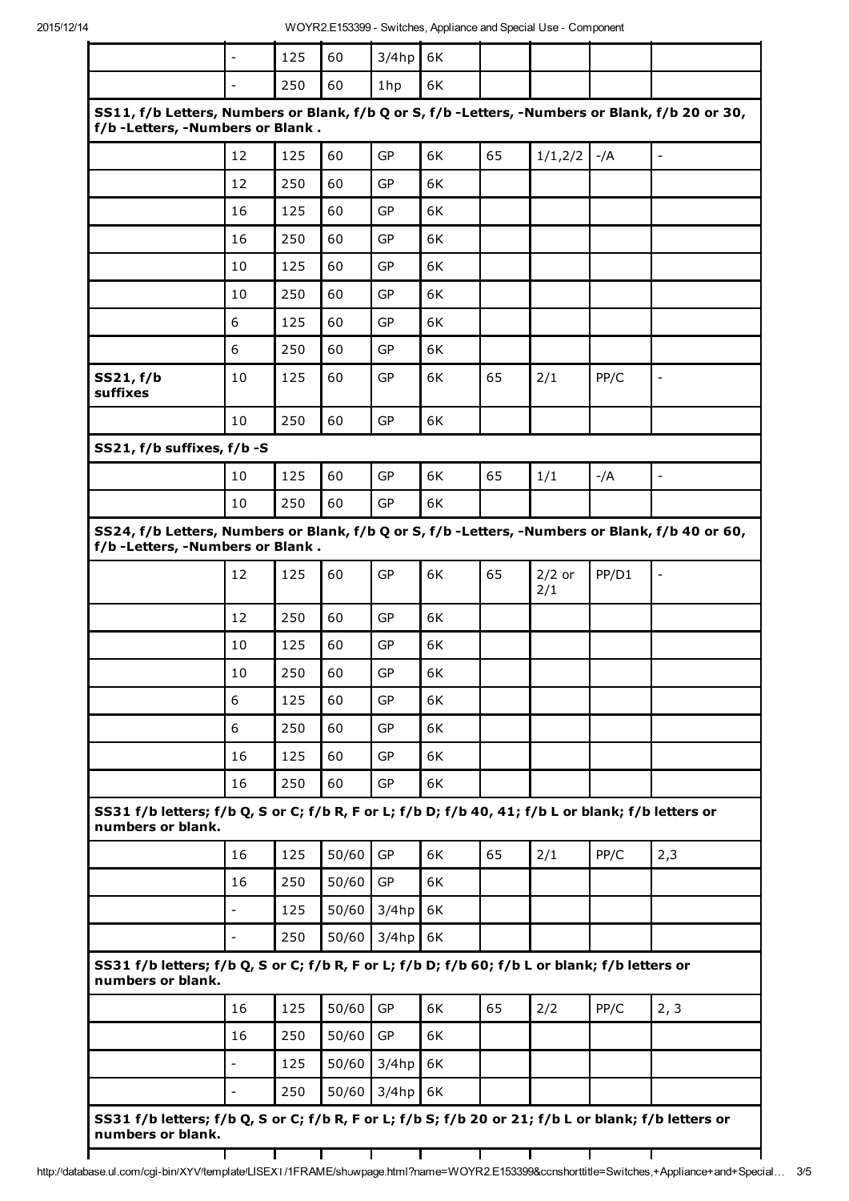| | | | | | | | | |
|---|---|---|---|---|---|---|---|---|
| | - | 125 | 60 | 3/4hp | 6K | | | |
| | - | 250 | 60 | 1hp | 6K | | | |
| **SS11, f/b Letters, Numbers or Blank, f/b Q or S, f/b -Letters, -Numbers or Blank, f/b 20 or 30, f/b -Letters, -Numbers or Blank .** | | | | | | | | |
| | 12 | 125 | 60 | GP | 6K | 65 | 1/1,2/2 | -/A | - |
| | 12 | 250 | 60 | GP | 6K | | | | |
| | 16 | 125 | 60 | GP | 6K | | | | |
| | 16 | 250 | 60 | GP | 6K | | | | |
| | 10 | 125 | 60 | GP | 6K | | | | |
| | 10 | 250 | 60 | GP | 6K | | | | |
| | 6 | 125 | 60 | GP | 6K | | | | |
| | 6 | 250 | 60 | GP | 6K | | | | |
| **SS21, f/b suffixes** | 10 | 125 | 60 | GP | 6K | 65 | 2/1 | PP/C | - |
| | 10 | 250 | 60 | GP | 6K | | | | |
| **SS21, f/b suffixes, f/b -S** | | | | | | | | | |
| | 10 | 125 | 60 | GP | 6K | 65 | 1/1 | -/A | - |
| | 10 | 250 | 60 | GP | 6K | | | | |
| **SS24, f/b Letters, Numbers or Blank, f/b Q or S, f/b -Letters, -Numbers or Blank, f/b 40 or 60, f/b -Letters, -Numbers or Blank .** | | | | | | | | | |
| | 12 | 125 | 60 | GP | 6K | 65 | 2/2 or 2/1 | PP/D1 | - |
| | 12 | 250 | 60 | GP | 6K | | | | |
| | 10 | 125 | 60 | GP | 6K | | | | |
| | 10 | 250 | 60 | GP | 6K | | | | |
| | 6 | 125 | 60 | GP | 6K | | | | |
| | 6 | 250 | 60 | GP | 6K | | | | |
| | 16 | 125 | 60 | GP | 6K | | | | |
| | 16 | 250 | 60 | GP | 6K | | | | |
| **SS31 f/b letters; f/b Q, S or C; f/b R, F or L; f/b D; f/b 40, 41; f/b L or blank; f/b letters or numbers or blank.** | | | | | | | | | |
| | 16 | 125 | 50/60 | GP | 6K | 65 | 2/1 | PP/C | 2,3 |
| | 16 | 250 | 50/60 | GP | 6K | | | | |
| | - | 125 | 50/60 | 3/4hp | 6K | | | | |
| | - | 250 | 50/60 | 3/4hp | 6K | | | | |
| **SS31 f/b letters; f/b Q, S or C; f/b R, F or L; f/b D; f/b 60; f/b L or blank; f/b letters or numbers or blank.** | | | | | | | | | |
| | 16 | 125 | 50/60 | GP | 6K | 65 | 2/2 | PP/C | 2, 3 |
| | 16 | 250 | 50/60 | GP | 6K | | | | |
| | - | 125 | 50/60 | 3/4hp | 6K | | | | |
| | - | 250 | 50/60 | 3/4hp | 6K | | | | |
| **SS31 f/b letters; f/b Q, S or C; f/b R, F or L; f/b S; f/b 20 or 21; f/b L or blank; f/b letters or numbers or blank.** | | | | | | | | | |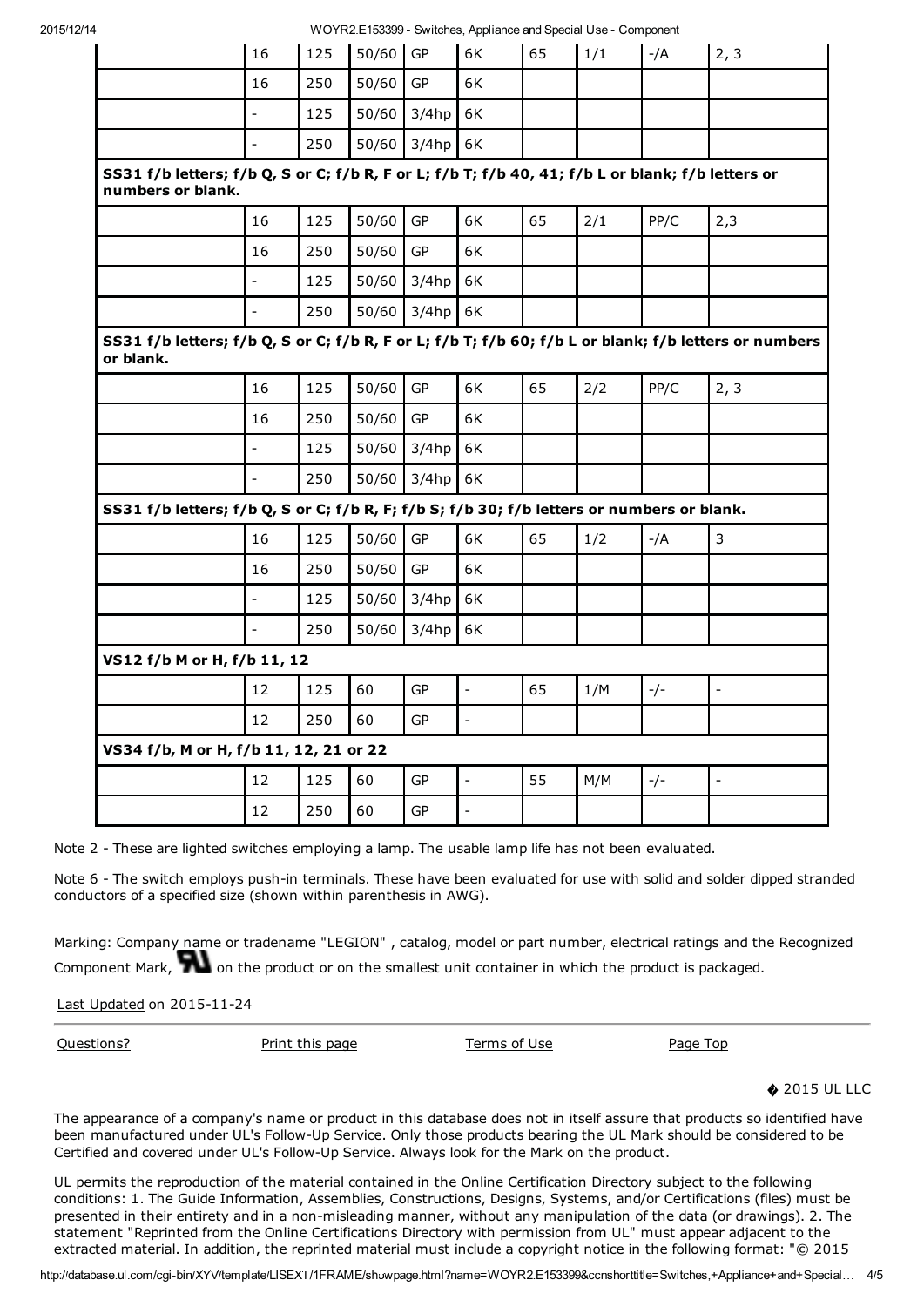| | | | | | | | | |
|---|---|---|---|---|---|---|---|---|
| | 16 | 125 | 50/60 | GP | 6K | 65 | 1/1 | -/A | 2, 3 |
| | 16 | 250 | 50/60 | GP | 6K | | | | |
| | - | 125 | 50/60 | 3/4hp | 6K | | | | |
| | - | 250 | 50/60 | 3/4hp | 6K | | | | |
| **SS31 f/b letters; f/b Q, S or C; f/b R, F or L; f/b T; f/b 40, 41; f/b L or blank; f/b letters or numbers or blank.** | | | | | | | | | |
| | 16 | 125 | 50/60 | GP | 6K | 65 | 2/1 | PP/C | 2,3 |
| | 16 | 250 | 50/60 | GP | 6K | | | | |
| | - | 125 | 50/60 | 3/4hp | 6K | | | | |
| | - | 250 | 50/60 | 3/4hp | 6K | | | | |
| **SS31 f/b letters; f/b Q, S or C; f/b R, F or L; f/b T; f/b 60; f/b L or blank; f/b letters or numbers or blank.** | | | | | | | | | |
| | 16 | 125 | 50/60 | GP | 6K | 65 | 2/2 | PP/C | 2, 3 |
| | 16 | 250 | 50/60 | GP | 6K | | | | |
| | - | 125 | 50/60 | 3/4hp | 6K | | | | |
| | - | 250 | 50/60 | 3/4hp | 6K | | | | |
| **SS31 f/b letters; f/b Q, S or C; f/b R, F; f/b S; f/b 30; f/b letters or numbers or blank.** | | | | | | | | | |
| | 16 | 125 | 50/60 | GP | 6K | 65 | 1/2 | -/A | 3 |
| | 16 | 250 | 50/60 | GP | 6K | | | | |
| | - | 125 | 50/60 | 3/4hp | 6K | | | | |
| | - | 250 | 50/60 | 3/4hp | 6K | | | | |
| **VS12 f/b M or H, f/b 11, 12** | | | | | | | | | |
| | 12 | 125 | 60 | GP | - | 65 | 1/M | -/- | - |
| | 12 | 250 | 60 | GP | - | | | | |
| **VS34 f/b, M or H, f/b 11, 12, 21 or 22** | | | | | | | | | |
| | 12 | 125 | 60 | GP | - | 55 | M/M | -/- | - |
| | 12 | 250 | 60 | GP | - | | | | |

Note 2 - These are lighted switches employing a lamp. The usable lamp life has not been evaluated.

Note 6 - The switch employs push-in terminals. These have been evaluated for use with solid and solder dipped stranded conductors of a specified size (shown within parenthesis in AWG).

Marking: Company name or tradename "LEGION" , catalog, model or part number, electrical ratings and the Recognized Component Mark, on the product or on the smallest unit container in which the product is packaged.

Last Updated on 2015-11-24

Questions? Print this page Terms of Use Page Top

� 2015 UL LLC

The appearance of a company's name or product in this database does not in itself assure that products so identified have been manufactured under UL's Follow-Up Service. Only those products bearing the UL Mark should be considered to be Certified and covered under UL's Follow-Up Service. Always look for the Mark on the product.

UL permits the reproduction of the material contained in the Online Certification Directory subject to the following conditions: 1. The Guide Information, Assemblies, Constructions, Designs, Systems, and/or Certifications (files) must be presented in their entirety and in a non-misleading manner, without any manipulation of the data (or drawings). 2. The statement "Reprinted from the Online Certifications Directory with permission from UL" must appear adjacent to the extracted material. In addition, the reprinted material must include a copyright notice in the following format: "© 2015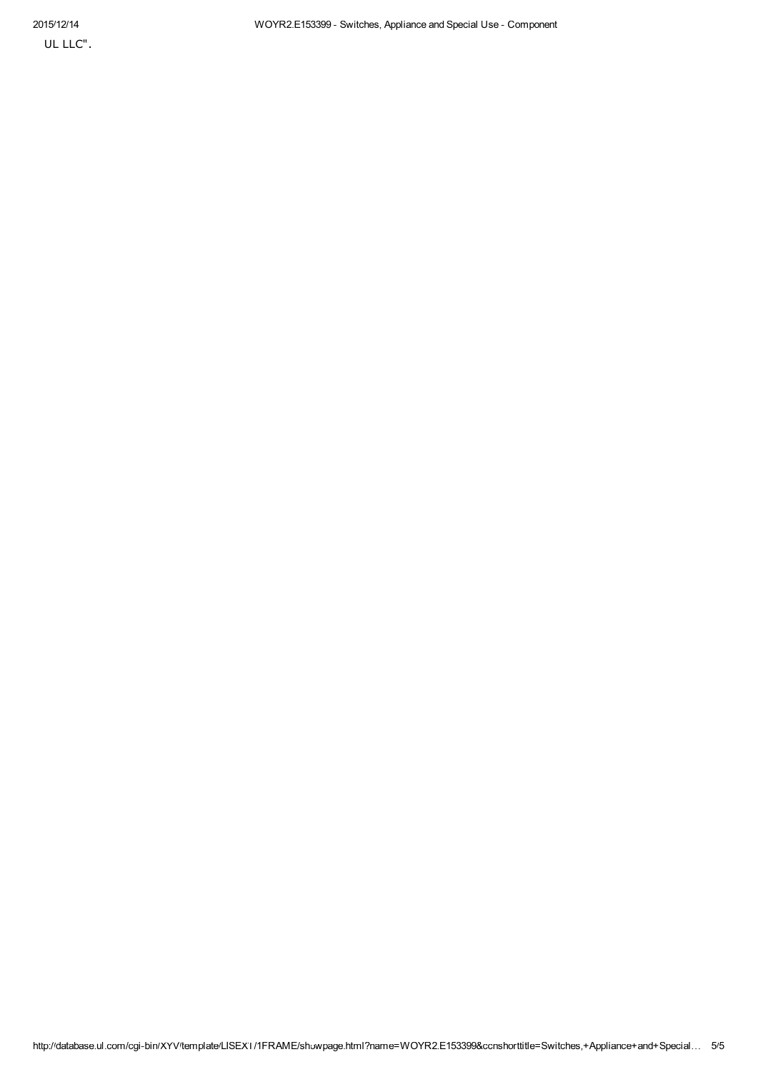UL LLC".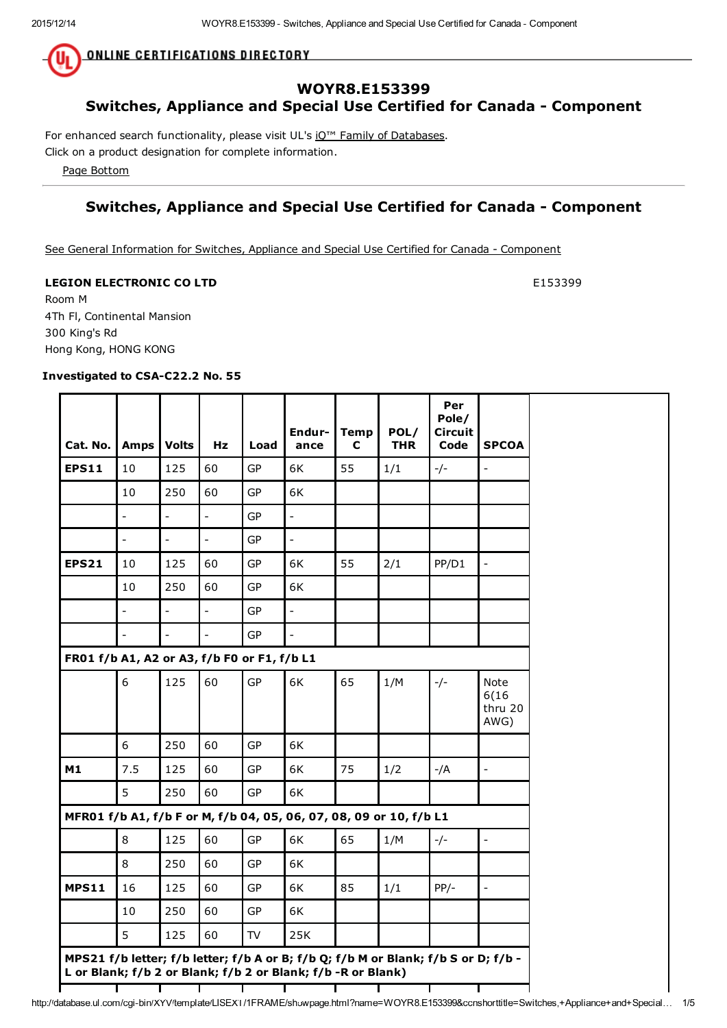# WOYR8.E153399
## Switches, Appliance and Special Use Certified for Canada - Component

For enhanced search functionality, please visit UL's iQ™ Family of Databases.
Click on a product designation for complete information.

Page Bottom

## Switches, Appliance and Special Use Certified for Canada - Component

See General Information for Switches, Appliance and Special Use Certified for Canada - Component

**LEGION ELECTRONIC CO LTD** E153399
Room M
4Th Fl, Continental Mansion
300 King's Rd
Hong Kong, HONG KONG

**Investigated to CSA-C22.2 No. 55**

| Cat. No. | Amps | Volts | Hz | Load | Endur-ance | Temp C | POL/ THR | Per Pole/ Circuit Code | SPCOA |
|---|---|---|---|---|---|---|---|---|---|
| **EPS11** | 10 | 125 | 60 | GP | 6K | 55 | 1/1 | -/- | - |
| | 10 | 250 | 60 | GP | 6K | | | | |
| | - | - | - | GP | - | | | | |
| | - | - | - | GP | - | | | | |
| **EPS21** | 10 | 125 | 60 | GP | 6K | 55 | 2/1 | PP/D1 | - |
| | 10 | 250 | 60 | GP | 6K | | | | |
| | - | - | - | GP | - | | | | |
| | - | - | - | GP | - | | | | |
| **FR01 f/b A1, A2 or A3, f/b F0 or F1, f/b L1** | | | | | | | | | |
| | 6 | 125 | 60 | GP | 6K | 65 | 1/M | -/- | Note 6(16 thru 20 AWG) |
| | 6 | 250 | 60 | GP | 6K | | | | |
| **M1** | 7.5 | 125 | 60 | GP | 6K | 75 | 1/2 | -/A | - |
| | 5 | 250 | 60 | GP | 6K | | | | |
| **MFR01 f/b A1, f/b F or M, f/b 04, 05, 06, 07, 08, 09 or 10, f/b L1** | | | | | | | | | |
| | 8 | 125 | 60 | GP | 6K | 65 | 1/M | -/- | - |
| | 8 | 250 | 60 | GP | 6K | | | | |
| **MPS11** | 16 | 125 | 60 | GP | 6K | 85 | 1/1 | PP/- | - |
| | 10 | 250 | 60 | GP | 6K | | | | |
| | 5 | 125 | 60 | TV | 25K | | | | |
| **MPS21 f/b letter; f/b letter; f/b A or B; f/b Q; f/b M or Blank; f/b S or D; f/b -L or Blank; f/b 2 or Blank; f/b 2 or Blank; f/b -R or Blank)** | | | | | | | | | |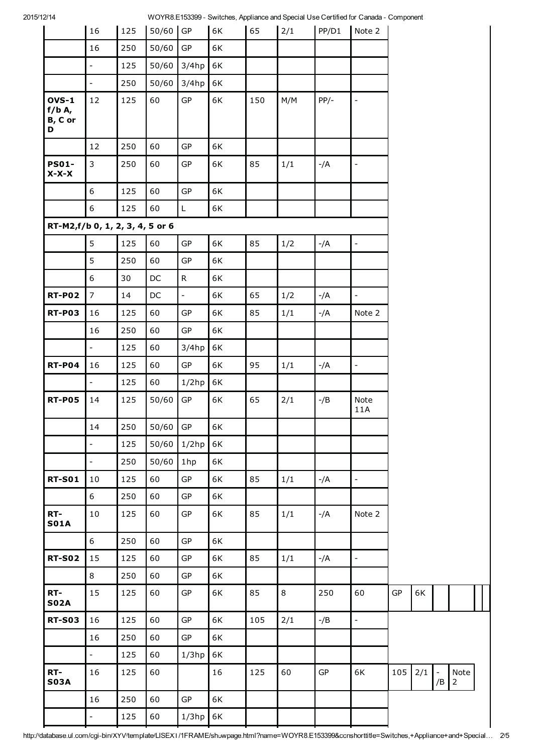| | | | | | | | | | | | | | |
|---|---|---|---|---|---|---|---|---|---|---|---|---|---|
| | 16 | 125 | 50/60 | GP | 6K | 65 | 2/1 | PP/D1 | Note 2 | | | | |
| | 16 | 250 | 50/60 | GP | 6K | | | | | | | | |
| | - | 125 | 50/60 | 3/4hp | 6K | | | | | | | | |
| | - | 250 | 50/60 | 3/4hp | 6K | | | | | | | | |
| **OVS-1 f/b A, B, C or D** | 12 | 125 | 60 | GP | 6K | 150 | M/M | PP/- | - | | | | |
| | 12 | 250 | 60 | GP | 6K | | | | | | | | |
| **PS01-X-X-X** | 3 | 250 | 60 | GP | 6K | 85 | 1/1 | -/A | - | | | | |
| | 6 | 125 | 60 | GP | 6K | | | | | | | | |
| | 6 | 125 | 60 | L | 6K | | | | | | | | |
| **RT-M2,f/b 0, 1, 2, 3, 4, 5 or 6** | | | | | | | | | | | | | |
| | 5 | 125 | 60 | GP | 6K | 85 | 1/2 | -/A | - | | | | |
| | 5 | 250 | 60 | GP | 6K | | | | | | | | |
| | 6 | 30 | DC | R | 6K | | | | | | | | |
| **RT-P02** | 7 | 14 | DC | - | 6K | 65 | 1/2 | -/A | - | | | | |
| **RT-P03** | 16 | 125 | 60 | GP | 6K | 85 | 1/1 | -/A | Note 2 | | | | |
| | 16 | 250 | 60 | GP | 6K | | | | | | | | |
| | - | 125 | 60 | 3/4hp | 6K | | | | | | | | |
| **RT-P04** | 16 | 125 | 60 | GP | 6K | 95 | 1/1 | -/A | - | | | | |
| | - | 125 | 60 | 1/2hp | 6K | | | | | | | | |
| **RT-P05** | 14 | 125 | 50/60 | GP | 6K | 65 | 2/1 | -/B | Note 11A | | | | |
| | 14 | 250 | 50/60 | GP | 6K | | | | | | | | |
| | - | 125 | 50/60 | 1/2hp | 6K | | | | | | | | |
| | - | 250 | 50/60 | 1hp | 6K | | | | | | | | |
| **RT-S01** | 10 | 125 | 60 | GP | 6K | 85 | 1/1 | -/A | - | | | | |
| | 6 | 250 | 60 | GP | 6K | | | | | | | | |
| **RT-S01A** | 10 | 125 | 60 | GP | 6K | 85 | 1/1 | -/A | Note 2 | | | | |
| | 6 | 250 | 60 | GP | 6K | | | | | | | | |
| **RT-S02** | 15 | 125 | 60 | GP | 6K | 85 | 1/1 | -/A | - | | | | |
| | 8 | 250 | 60 | GP | 6K | | | | | | | | |
| **RT-S02A** | 15 | 125 | 60 | GP | 6K | 85 | 8 | 250 | 60 | GP | 6K | | |
| **RT-S03** | 16 | 125 | 60 | GP | 6K | 105 | 2/1 | -/B | - | | | | |
| | 16 | 250 | 60 | GP | 6K | | | | | | | | |
| | - | 125 | 60 | 1/3hp | 6K | | | | | | | | |
| **RT-S03A** | 16 | 125 | 60 | | 16 | 125 | 60 | GP | 6K | 105 | 2/1 | -/B | Note 2 |
| | 16 | 250 | 60 | GP | 6K | | | | | | | | |
| | - | 125 | 60 | 1/3hp | 6K | | | | | | | | |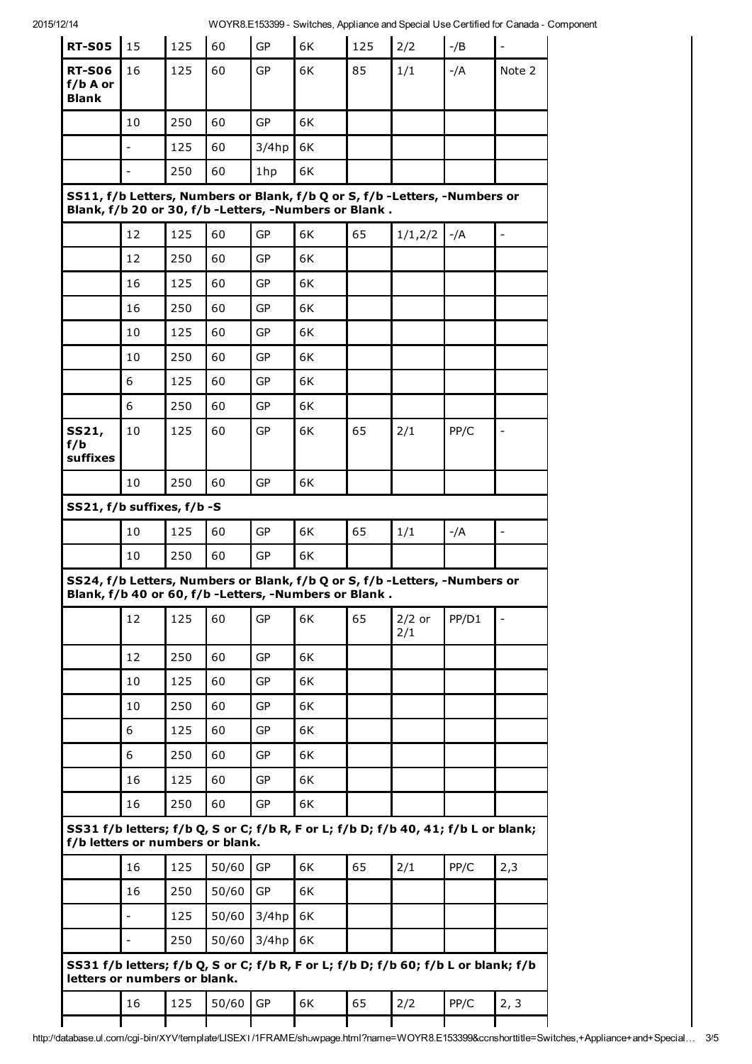| | | | | | | | | | |
|---|---|---|---|---|---|---|---|---|---|
| **RT-S05** | 15 | 125 | 60 | GP | 6K | 125 | 2/2 | -/B | - |
| **RT-S06 f/b A or Blank** | 16 | 125 | 60 | GP | 6K | 85 | 1/1 | -/A | Note 2 |
| | 10 | 250 | 60 | GP | 6K | | | | |
| | - | 125 | 60 | 3/4hp | 6K | | | | |
| | - | 250 | 60 | 1hp | 6K | | | | |
| **SS11, f/b Letters, Numbers or Blank, f/b Q or S, f/b -Letters, -Numbers or Blank, f/b 20 or 30, f/b -Letters, -Numbers or Blank .** | | | | | | | | | |
| | 12 | 125 | 60 | GP | 6K | 65 | 1/1,2/2 | -/A | - |
| | 12 | 250 | 60 | GP | 6K | | | | |
| | 16 | 125 | 60 | GP | 6K | | | | |
| | 16 | 250 | 60 | GP | 6K | | | | |
| | 10 | 125 | 60 | GP | 6K | | | | |
| | 10 | 250 | 60 | GP | 6K | | | | |
| | 6 | 125 | 60 | GP | 6K | | | | |
| | 6 | 250 | 60 | GP | 6K | | | | |
| **SS21, f/b suffixes** | 10 | 125 | 60 | GP | 6K | 65 | 2/1 | PP/C | - |
| | 10 | 250 | 60 | GP | 6K | | | | |
| **SS21, f/b suffixes, f/b -S** | | | | | | | | | |
| | 10 | 125 | 60 | GP | 6K | 65 | 1/1 | -/A | - |
| | 10 | 250 | 60 | GP | 6K | | | | |
| **SS24, f/b Letters, Numbers or Blank, f/b Q or S, f/b -Letters, -Numbers or Blank, f/b 40 or 60, f/b -Letters, -Numbers or Blank .** | | | | | | | | | |
| | 12 | 125 | 60 | GP | 6K | 65 | 2/2 or 2/1 | PP/D1 | - |
| | 12 | 250 | 60 | GP | 6K | | | | |
| | 10 | 125 | 60 | GP | 6K | | | | |
| | 10 | 250 | 60 | GP | 6K | | | | |
| | 6 | 125 | 60 | GP | 6K | | | | |
| | 6 | 250 | 60 | GP | 6K | | | | |
| | 16 | 125 | 60 | GP | 6K | | | | |
| | 16 | 250 | 60 | GP | 6K | | | | |
| **SS31 f/b letters; f/b Q, S or C; f/b R, F or L; f/b D; f/b 40, 41; f/b L or blank; f/b letters or numbers or blank.** | | | | | | | | | |
| | 16 | 125 | 50/60 | GP | 6K | 65 | 2/1 | PP/C | 2,3 |
| | 16 | 250 | 50/60 | GP | 6K | | | | |
| | - | 125 | 50/60 | 3/4hp | 6K | | | | |
| | - | 250 | 50/60 | 3/4hp | 6K | | | | |
| **SS31 f/b letters; f/b Q, S or C; f/b R, F or L; f/b D; f/b 60; f/b L or blank; f/b letters or numbers or blank.** | | | | | | | | | |
| | 16 | 125 | 50/60 | GP | 6K | 65 | 2/2 | PP/C | 2, 3 |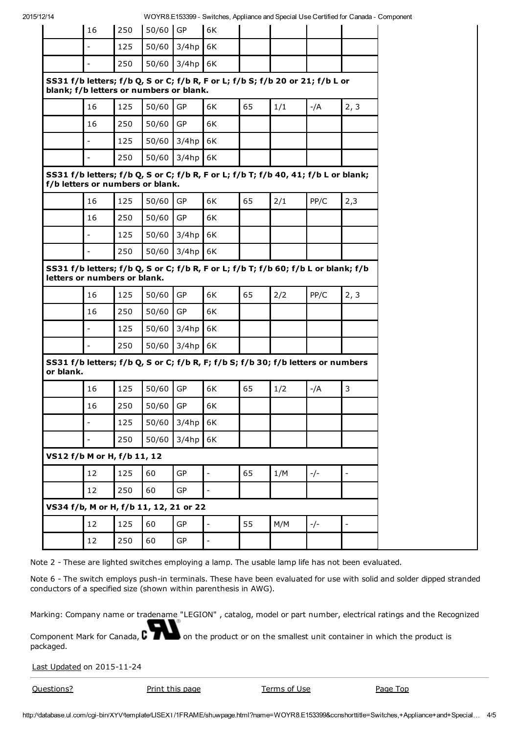| | | | | | | | | |
|---|---|---|---|---|---|---|---|---|
| | 16 | 250 | 50/60 | GP | 6K | | | | |
| | - | 125 | 50/60 | 3/4hp | 6K | | | | |
| | - | 250 | 50/60 | 3/4hp | 6K | | | | |
| **SS31 f/b letters; f/b Q, S or C; f/b R, F or L; f/b S; f/b 20 or 21; f/b L or blank; f/b letters or numbers or blank.** | | | | | | | | | |
| | 16 | 125 | 50/60 | GP | 6K | 65 | 1/1 | -/A | 2, 3 |
| | 16 | 250 | 50/60 | GP | 6K | | | | |
| | - | 125 | 50/60 | 3/4hp | 6K | | | | |
| | - | 250 | 50/60 | 3/4hp | 6K | | | | |
| **SS31 f/b letters; f/b Q, S or C; f/b R, F or L; f/b T; f/b 40, 41; f/b L or blank; f/b letters or numbers or blank.** | | | | | | | | | |
| | 16 | 125 | 50/60 | GP | 6K | 65 | 2/1 | PP/C | 2,3 |
| | 16 | 250 | 50/60 | GP | 6K | | | | |
| | - | 125 | 50/60 | 3/4hp | 6K | | | | |
| | - | 250 | 50/60 | 3/4hp | 6K | | | | |
| **SS31 f/b letters; f/b Q, S or C; f/b R, F or L; f/b T; f/b 60; f/b L or blank; f/b letters or numbers or blank.** | | | | | | | | | |
| | 16 | 125 | 50/60 | GP | 6K | 65 | 2/2 | PP/C | 2, 3 |
| | 16 | 250 | 50/60 | GP | 6K | | | | |
| | - | 125 | 50/60 | 3/4hp | 6K | | | | |
| | - | 250 | 50/60 | 3/4hp | 6K | | | | |
| **SS31 f/b letters; f/b Q, S or C; f/b R, F; f/b S; f/b 30; f/b letters or numbers or blank.** | | | | | | | | | |
| | 16 | 125 | 50/60 | GP | 6K | 65 | 1/2 | -/A | 3 |
| | 16 | 250 | 50/60 | GP | 6K | | | | |
| | - | 125 | 50/60 | 3/4hp | 6K | | | | |
| | - | 250 | 50/60 | 3/4hp | 6K | | | | |
| **VS12 f/b M or H, f/b 11, 12** | | | | | | | | | |
| | 12 | 125 | 60 | GP | - | 65 | 1/M | -/- | - |
| | 12 | 250 | 60 | GP | - | | | | |
| **VS34 f/b, M or H, f/b 11, 12, 21 or 22** | | | | | | | | | |
| | 12 | 125 | 60 | GP | - | 55 | M/M | -/- | - |
| | 12 | 250 | 60 | GP | - | | | | |

Note 2 - These are lighted switches employing a lamp. The usable lamp life has not been evaluated.

Note 6 - The switch employs push-in terminals. These have been evaluated for use with solid and solder dipped stranded conductors of a specified size (shown within parenthesis in AWG).

Marking: Company name or tradename "LEGION" , catalog, model or part number, electrical ratings and the Recognized Component Mark for Canada, on the product or on the smallest unit container in which the product is packaged.

Last Updated on 2015-11-24

Questions? Print this page Terms of Use Page Top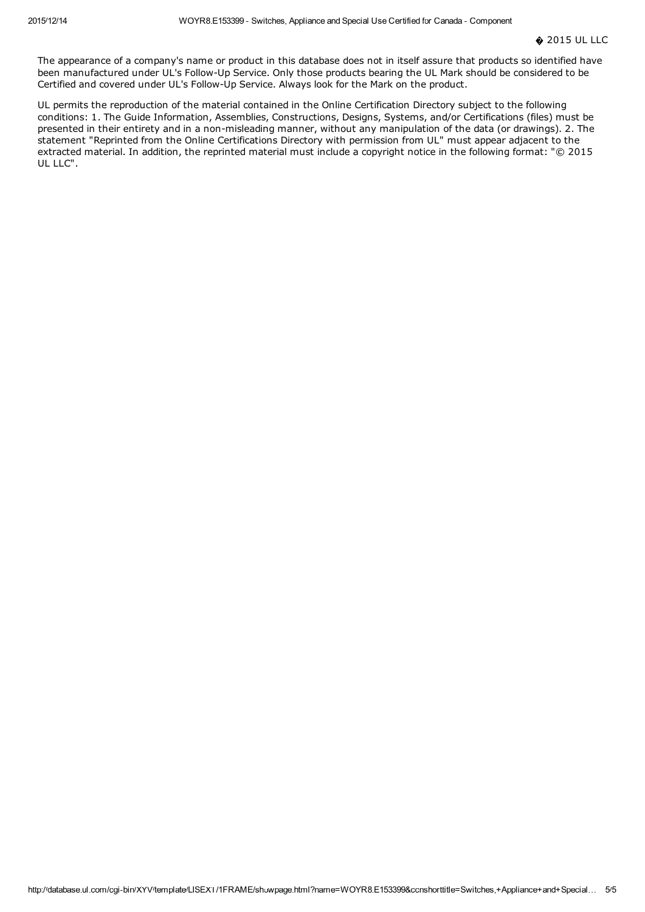© 2015 UL LLC

The appearance of a company's name or product in this database does not in itself assure that products so identified have been manufactured under UL's Follow-Up Service. Only those products bearing the UL Mark should be considered to be Certified and covered under UL's Follow-Up Service. Always look for the Mark on the product.

UL permits the reproduction of the material contained in the Online Certification Directory subject to the following conditions: 1. The Guide Information, Assemblies, Constructions, Designs, Systems, and/or Certifications (files) must be presented in their entirety and in a non-misleading manner, without any manipulation of the data (or drawings). 2. The statement "Reprinted from the Online Certifications Directory with permission from UL" must appear adjacent to the extracted material. In addition, the reprinted material must include a copyright notice in the following format: "© 2015 UL LLC".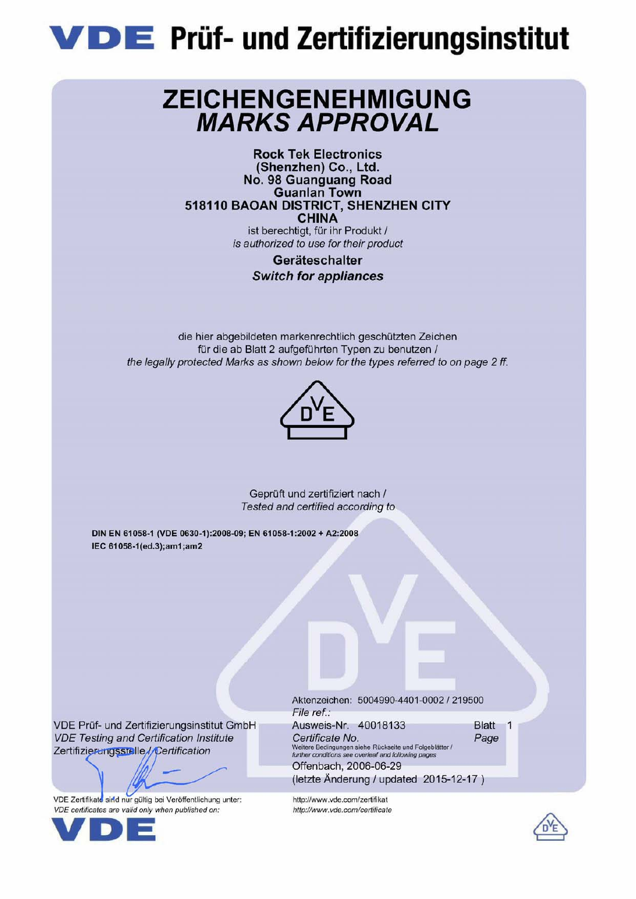# VDE Prüf- und Zertifizierungsinstitut

## ZEICHENGENEHMIGUNG
## *MARKS APPROVAL*

**Rock Tek Electronics (Shenzhen) Co., Ltd.**
**No. 98 Guanguang Road**
**Guanlan Town**
**518110 BAOAN DISTRICT, SHENZHEN CITY**
**CHINA**

ist berechtigt, für ihr Produkt /
*is authorized to use for their product*

**Geräteschalter**
***Switch for appliances***

die hier abgebildeten markenrechtlich geschützten Zeichen für die ab Blatt 2 aufgeführten Typen zu benutzen /
*the legally protected Marks as shown below for the types referred to on page 2 ff.*

Geprüft und zertifiziert nach /
*Tested and certified according to*

**DIN EN 61058-1 (VDE 0630-1):2008-09; EN 61058-1:2002 + A2:2008**
**IEC 61058-1(ed.3);am1;am2**

VDE Prüf- und Zertifizierungsinstitut GmbH
*VDE Testing and Certification Institute*
Zertifizierungsstelle / *Certification*

Aktenzeichen: 5004990-4401-0002 / 219500
*File ref.:*
Ausweis-Nr. 40018133
*Certificate No.*
Blatt 1
*Page*
Weitere Bedingungen siehe Rückseite und Folgeblätter /
*further conditions see overleaf and following pages*
Offenbach, 2006-06-29
(letzte Änderung / updated 2015-12-17 )

VDE Zertifikate sind nur gültig bei Veröffentlichung unter:
*VDE certificates are valid only when published on:*
http://www.vde.com/zertifikat
*http://www.vde.com/certificate*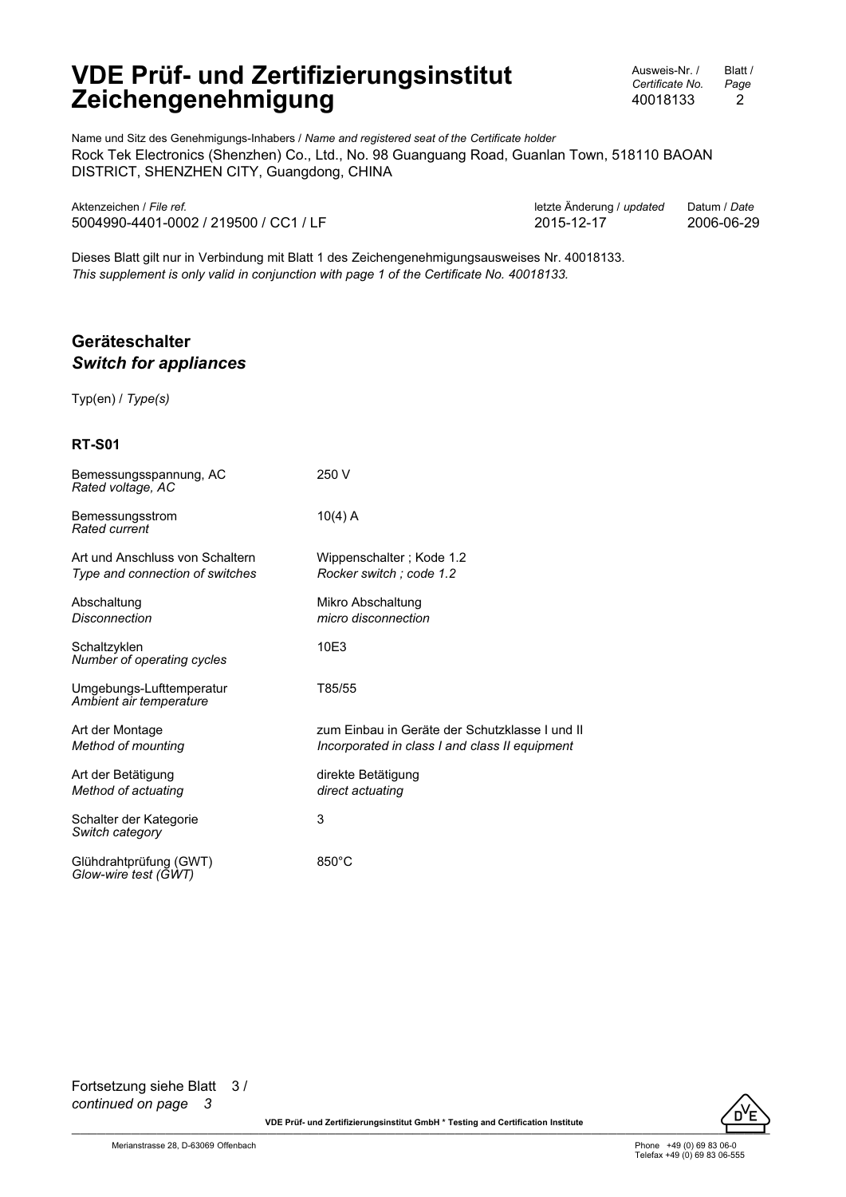# VDE Prüf- und Zertifizierungsinstitut Zeichengenehmigung

Ausweis-Nr. / *Certificate No.* 40018133

Blatt / *Page* 2

Name und Sitz des Genehmigungs-Inhabers / *Name and registered seat of the Certificate holder*
Rock Tek Electronics (Shenzhen) Co., Ltd., No. 98 Guanguang Road, Guanlan Town, 518110 BAOAN DISTRICT, SHENZHEN CITY, Guangdong, CHINA

| Aktenzeichen / *File ref.* | letzte Änderung / *updated* | Datum / *Date* |
|---|---|---|
| 5004990-4401-0002 / 219500 / CC1 / LF | 2015-12-17 | 2006-06-29 |

Dieses Blatt gilt nur in Verbindung mit Blatt 1 des Zeichengenehmigungsausweises Nr. 40018133.
*This supplement is only valid in conjunction with page 1 of the Certificate No. 40018133.*

## Geräteschalter
### *Switch for appliances*

Typ(en) / *Type(s)*

**RT-S01**

| | |
|---|---|
| Bemessungsspannung, AC<br>*Rated voltage, AC* | 250 V |
| Bemessungsstrom<br>*Rated current* | 10(4) A |
| Art und Anschluss von Schaltern<br>*Type and connection of switches* | Wippenschalter ; Kode 1.2<br>*Rocker switch ; code 1.2* |
| Abschaltung<br>*Disconnection* | Mikro Abschaltung<br>*micro disconnection* |
| Schaltzyklen<br>*Number of operating cycles* | 10E3 |
| Umgebungs-Lufttemperatur<br>*Ambient air temperature* | T85/55 |
| Art der Montage<br>*Method of mounting* | zum Einbau in Geräte der Schutzklasse I und II<br>*Incorporated in class I and class II equipment* |
| Art der Betätigung<br>*Method of actuating* | direkte Betätigung<br>*direct actuating* |
| Schalter der Kategorie<br>*Switch category* | 3 |
| Glühdrahtprüfung (GWT)<br>*Glow-wire test (GWT)* | 850°C |

Fortsetzung siehe Blatt 3 /
*continued on page 3*

**VDE Prüf- und Zertifizierungsinstitut GmbH * Testing and Certification Institute**

Merianstrasse 28, D-63069 Offenbach

Phone +49 (0) 69 83 06-0
Telefax +49 (0) 69 83 06-555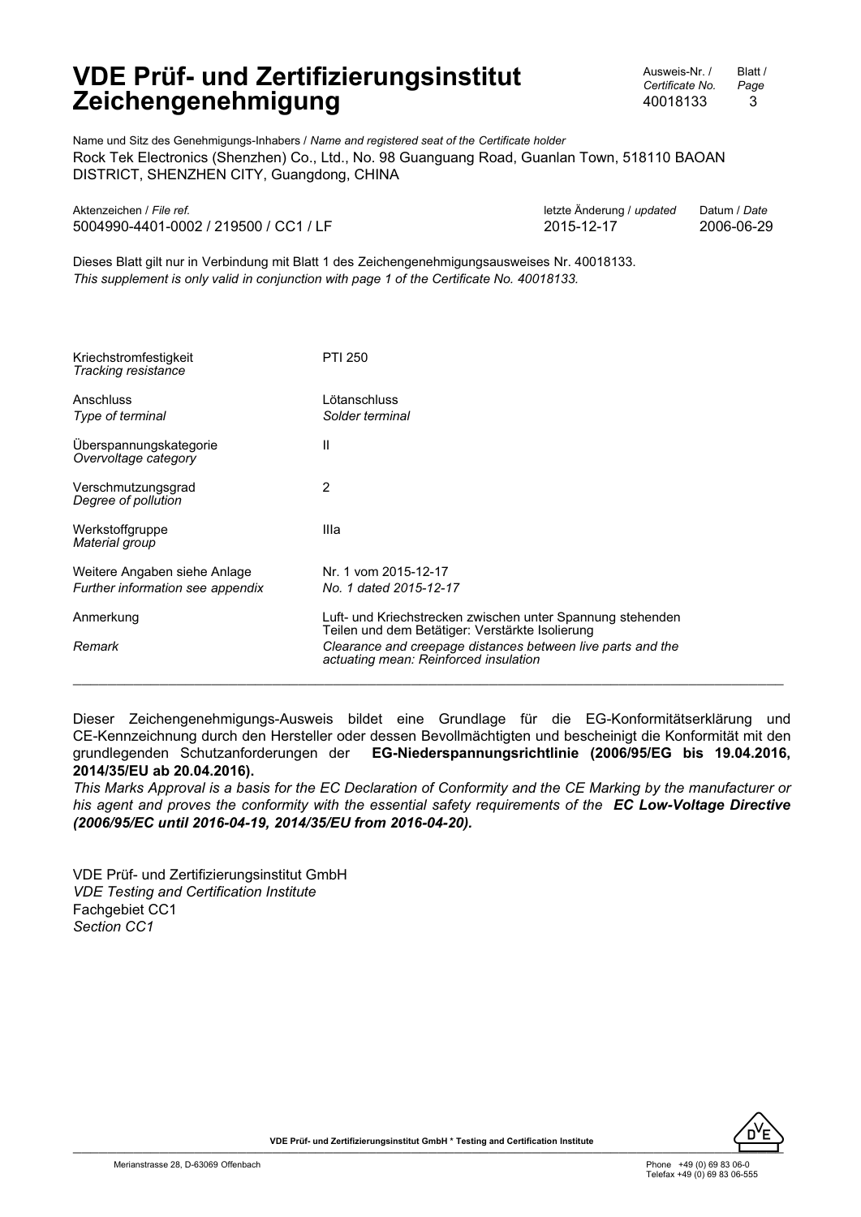# VDE Prüf- und Zertifizierungsinstitut Zeichengenehmigung

| Ausweis-Nr. / *Certificate No.* | Blatt / *Page* |
|---|---|
| 40018133 | 3 |

Name und Sitz des Genehmigungs-Inhabers / *Name and registered seat of the Certificate holder*
Rock Tek Electronics (Shenzhen) Co., Ltd., No. 98 Guanguang Road, Guanlan Town, 518110 BAOAN DISTRICT, SHENZHEN CITY, Guangdong, CHINA

| Aktenzeichen / *File ref.* | letzte Änderung / *updated* | Datum / *Date* |
|---|---|---|
| 5004990-4401-0002 / 219500 / CC1 / LF | 2015-12-17 | 2006-06-29 |

Dieses Blatt gilt nur in Verbindung mit Blatt 1 des Zeichengenehmigungsausweises Nr. 40018133.
*This supplement is only valid in conjunction with page 1 of the Certificate No. 40018133.*

| | |
|---|---|
| Kriechstromfestigkeit<br>*Tracking resistance* | PTI 250 |
| Anschluss<br>*Type of terminal* | Lötanschluss<br>*Solder terminal* |
| Überspannungskategorie<br>*Overvoltage category* | II |
| Verschmutzungsgrad<br>*Degree of pollution* | 2 |
| Werkstoffgruppe<br>*Material group* | IIIa |
| Weitere Angaben siehe Anlage<br>*Further information see appendix* | Nr. 1 vom 2015-12-17<br>*No. 1 dated 2015-12-17* |
| Anmerkung | Luft- und Kriechstrecken zwischen unter Spannung stehenden Teilen und dem Betätiger: Verstärkte Isolierung |
| *Remark* | *Clearance and creepage distances between live parts and the actuating mean: Reinforced insulation* |

---

Dieser Zeichengenehmigungs-Ausweis bildet eine Grundlage für die EG-Konformitätserklärung und CE-Kennzeichnung durch den Hersteller oder dessen Bevollmächtigten und bescheinigt die Konformität mit den grundlegenden Schutzanforderungen der **EG-Niederspannungsrichtlinie (2006/95/EG bis 19.04.2016, 2014/35/EU ab 20.04.2016).**

*This Marks Approval is a basis for the EC Declaration of Conformity and the CE Marking by the manufacturer or his agent and proves the conformity with the essential safety requirements of the* ***EC Low-Voltage Directive (2006/95/EC until 2016-04-19, 2014/35/EU from 2016-04-20).***

VDE Prüf- und Zertifizierungsinstitut GmbH
*VDE Testing and Certification Institute*
Fachgebiet CC1
*Section CC1*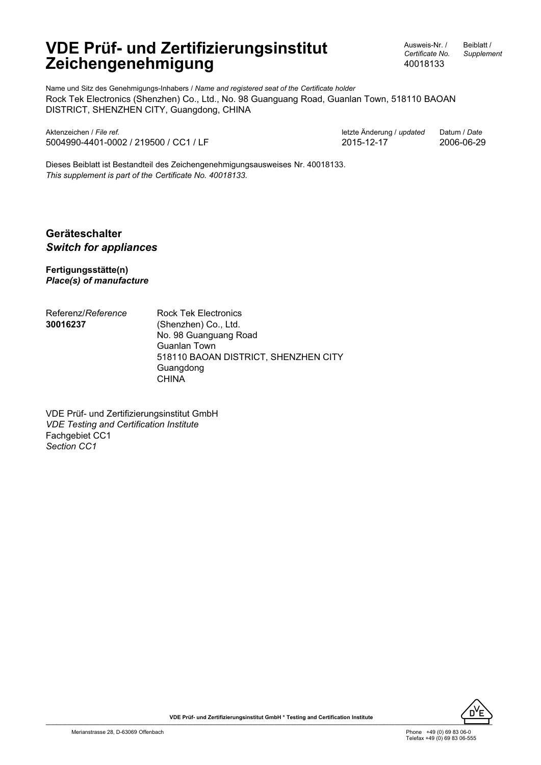# VDE Prüf- und Zertifizierungsinstitut Zeichengenehmigung

Ausweis-Nr. / *Certificate No.* 40018133

Beiblatt / *Supplement*

Name und Sitz des Genehmigungs-Inhabers / *Name and registered seat of the Certificate holder*
Rock Tek Electronics (Shenzhen) Co., Ltd., No. 98 Guanguang Road, Guanlan Town, 518110 BAOAN DISTRICT, SHENZHEN CITY, Guangdong, CHINA

| Aktenzeichen / *File ref.* | letzte Änderung / *updated* | Datum / *Date* |
|---|---|---|
| 5004990-4401-0002 / 219500 / CC1 / LF | 2015-12-17 | 2006-06-29 |

Dieses Beiblatt ist Bestandteil des Zeichengenehmigungsausweises Nr. 40018133.
*This supplement is part of the Certificate No. 40018133.*

## Geräteschalter
## *Switch for appliances*

**Fertigungsstätte(n)**
***Place(s) of manufacture***

Referenz/*Reference*
**30016237**

Rock Tek Electronics
(Shenzhen) Co., Ltd.
No. 98 Guanguang Road
Guanlan Town
518110 BAOAN DISTRICT, SHENZHEN CITY
Guangdong
CHINA

VDE Prüf- und Zertifizierungsinstitut GmbH
*VDE Testing and Certification Institute*
Fachgebiet CC1
*Section CC1*

**VDE Prüf- und Zertifizierungsinstitut GmbH * Testing and Certification Institute**

Merianstrasse 28, D-63069 Offenbach

Phone +49 (0) 69 83 06-0
Telefax +49 (0) 69 83 06-555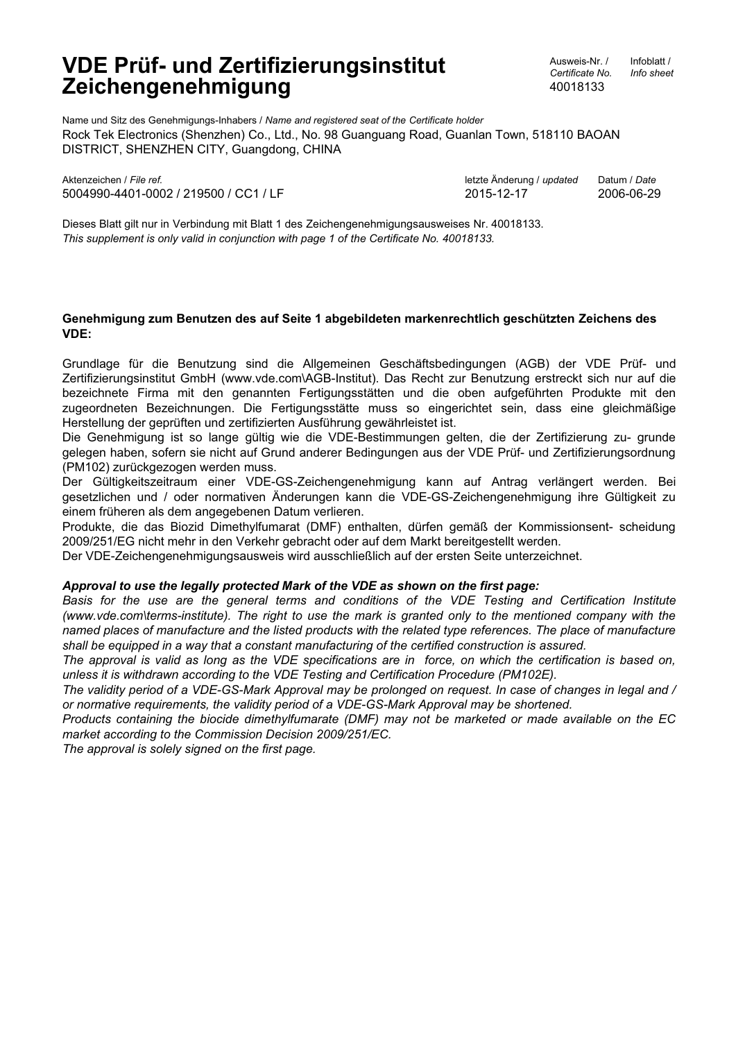# VDE Prüf- und Zertifizierungsinstitut Zeichengenehmigung

| Ausweis-Nr. / *Certificate No.* | Infoblatt / *Info sheet* |
|---|---|
| 40018133 | |

Name und Sitz des Genehmigungs-Inhabers / *Name and registered seat of the Certificate holder*

Rock Tek Electronics (Shenzhen) Co., Ltd., No. 98 Guanguang Road, Guanlan Town, 518110 BAOAN DISTRICT, SHENZHEN CITY, Guangdong, CHINA

| Aktenzeichen / *File ref.* | letzte Änderung / *updated* | Datum / *Date* |
|---|---|---|
| 5004990-4401-0002 / 219500 / CC1 / LF | 2015-12-17 | 2006-06-29 |

Dieses Blatt gilt nur in Verbindung mit Blatt 1 des Zeichengenehmigungsausweises Nr. 40018133.
*This supplement is only valid in conjunction with page 1 of the Certificate No. 40018133.*

**Genehmigung zum Benutzen des auf Seite 1 abgebildeten markenrechtlich geschützten Zeichens des VDE:**

Grundlage für die Benutzung sind die Allgemeinen Geschäftsbedingungen (AGB) der VDE Prüf- und Zertifizierungsinstitut GmbH (www.vde.com\AGB-Institut). Das Recht zur Benutzung erstreckt sich nur auf die bezeichnete Firma mit den genannten Fertigungsstätten und die oben aufgeführten Produkte mit den zugeordneten Bezeichnungen. Die Fertigungsstätte muss so eingerichtet sein, dass eine gleichmäßige Herstellung der geprüften und zertifizierten Ausführung gewährleistet ist.
Die Genehmigung ist so lange gültig wie die VDE-Bestimmungen gelten, die der Zertifizierung zu- grunde gelegen haben, sofern sie nicht auf Grund anderer Bedingungen aus der VDE Prüf- und Zertifizierungsordnung (PM102) zurückgezogen werden muss.
Der Gültigkeitszeitraum einer VDE-GS-Zeichengenehmigung kann auf Antrag verlängert werden. Bei gesetzlichen und / oder normativen Änderungen kann die VDE-GS-Zeichengenehmigung ihre Gültigkeit zu einem früheren als dem angegebenen Datum verlieren.
Produkte, die das Biozid Dimethylfumarat (DMF) enthalten, dürfen gemäß der Kommissionsent- scheidung 2009/251/EG nicht mehr in den Verkehr gebracht oder auf dem Markt bereitgestellt werden.
Der VDE-Zeichengenehmigungsausweis wird ausschließlich auf der ersten Seite unterzeichnet.

***Approval to use the legally protected Mark of the VDE as shown on the first page:***

*Basis for the use are the general terms and conditions of the VDE Testing and Certification Institute (www.vde.com\terms-institute). The right to use the mark is granted only to the mentioned company with the named places of manufacture and the listed products with the related type references. The place of manufacture shall be equipped in a way that a constant manufacturing of the certified construction is assured.*
*The approval is valid as long as the VDE specifications are in force, on which the certification is based on, unless it is withdrawn according to the VDE Testing and Certification Procedure (PM102E).*
*The validity period of a VDE-GS-Mark Approval may be prolonged on request. In case of changes in legal and / or normative requirements, the validity period of a VDE-GS-Mark Approval may be shortened.*
*Products containing the biocide dimethylfumarate (DMF) may not be marketed or made available on the EC market according to the Commission Decision 2009/251/EC.*
*The approval is solely signed on the first page.*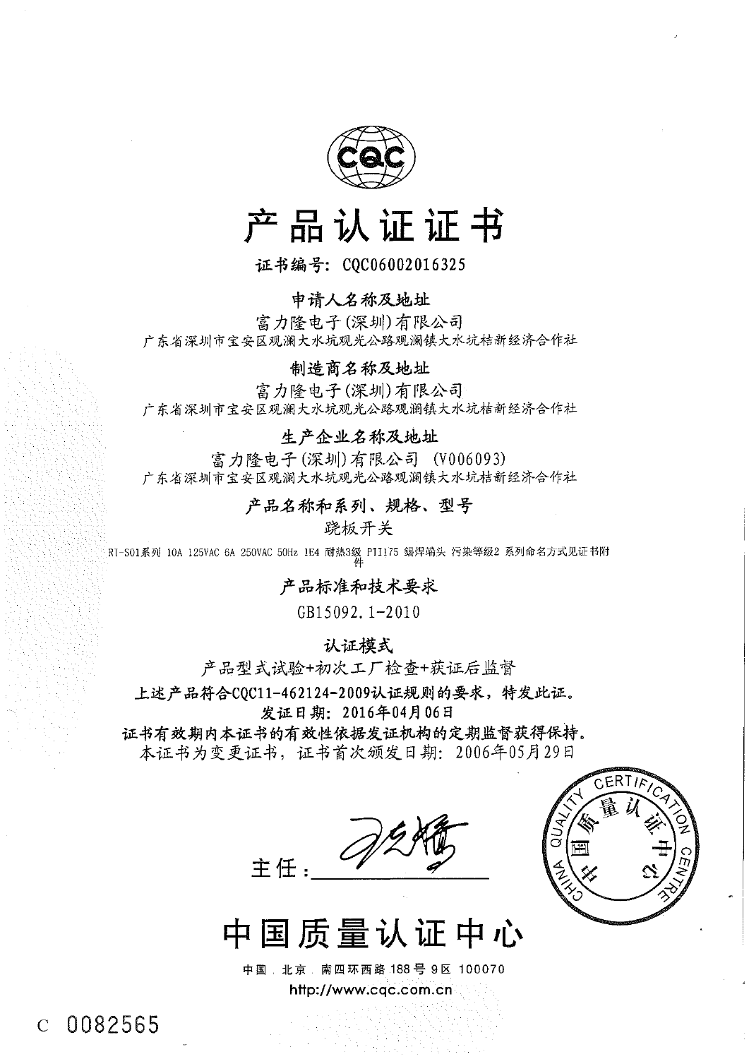CQC

# 产品认证证书

**证书编号: CQC06002016325**

**申请人名称及地址**

富力隆电子(深圳)有限公司

广东省深圳市宝安区观澜大水坑观光公路观澜镇大水坑桔新经济合作社

**制造商名称及地址**

富力隆电子(深圳)有限公司

广东省深圳市宝安区观澜大水坑观光公路观澜镇大水坑桔新经济合作社

**生产企业名称及地址**

富力隆电子(深圳)有限公司 (V006093)

广东省深圳市宝安区观澜大水坑观光公路观澜镇大水坑桔新经济合作社

**产品名称和系列、规格、型号**

跷板开关

RI-S01系列 10A 125VAC 6A 250VAC 50Hz 1E4 耐热3级 PTI175 锡焊端头 污染等级2 系列命名方式见证书附件

**产品标准和技术要求**

GB15092.1-2010

**认证模式**

产品型式试验+初次工厂检查+获证后监督

**上述产品符合CQC11-462124-2009认证规则的要求，特发此证。**

**发证日期: 2016年04月06日**

**证书有效期内本证书的有效性依据发证机构的定期监督获得保持。**

本证书为变更证书，证书首次颁发日期: 2006年05月29日

主任:

CHINA QUALITY CERTIFICATION CENTRE 中国质量认证中心

# 中国质量认证中心

中国 北京 南四环西路188号9区 100070

http://www.cqc.com.cn

C 0082565